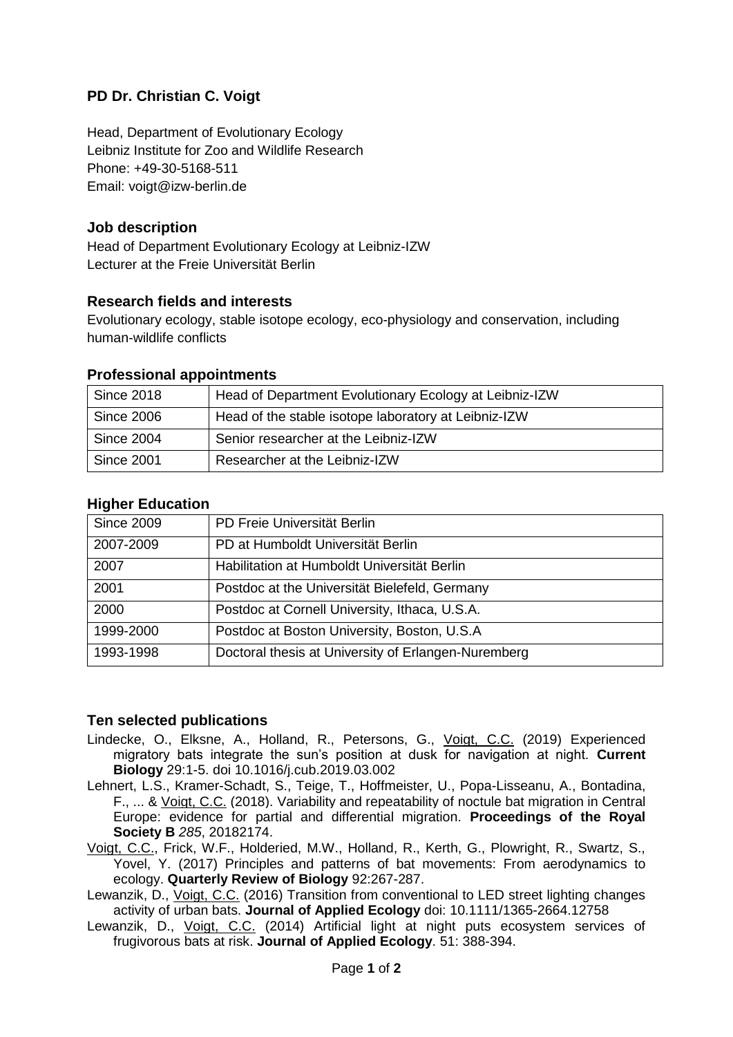# PD Dr. Christian C. Voigt

Head, Department of Evolutionary Ecology
Leibniz Institute for Zoo and Wildlife Research
Phone: +49-30-5168-511
Email: voigt@izw-berlin.de

## Job description

Head of Department Evolutionary Ecology at Leibniz-IZW
Lecturer at the Freie Universität Berlin

## Research fields and interests

Evolutionary ecology, stable isotope ecology, eco-physiology and conservation, including human-wildlife conflicts

## Professional appointments

| | |
|---|---|
| Since 2018 | Head of Department Evolutionary Ecology at Leibniz-IZW |
| Since 2006 | Head of the stable isotope laboratory at Leibniz-IZW |
| Since 2004 | Senior researcher at the Leibniz-IZW |
| Since 2001 | Researcher at the Leibniz-IZW |

## Higher Education

| | |
|---|---|
| Since 2009 | PD Freie Universität Berlin |
| 2007-2009 | PD at Humboldt Universität Berlin |
| 2007 | Habilitation at Humboldt Universität Berlin |
| 2001 | Postdoc at the Universität Bielefeld, Germany |
| 2000 | Postdoc at Cornell University, Ithaca, U.S.A. |
| 1999-2000 | Postdoc at Boston University, Boston, U.S.A |
| 1993-1998 | Doctoral thesis at University of Erlangen-Nuremberg |

## Ten selected publications

Lindecke, O., Elksne, A., Holland, R., Petersons, G., Voigt, C.C. (2019) Experienced migratory bats integrate the sun's position at dusk for navigation at night. **Current Biology** 29:1-5. doi 10.1016/j.cub.2019.03.002

Lehnert, L.S., Kramer-Schadt, S., Teige, T., Hoffmeister, U., Popa-Lisseanu, A., Bontadina, F., ... & Voigt, C.C. (2018). Variability and repeatability of noctule bat migration in Central Europe: evidence for partial and differential migration. **Proceedings of the Royal Society B** *285*, 20182174.

Voigt, C.C., Frick, W.F., Holderied, M.W., Holland, R., Kerth, G., Plowright, R., Swartz, S., Yovel, Y. (2017) Principles and patterns of bat movements: From aerodynamics to ecology. **Quarterly Review of Biology** 92:267-287.

Lewanzik, D., Voigt, C.C. (2016) Transition from conventional to LED street lighting changes activity of urban bats. **Journal of Applied Ecology** doi: 10.1111/1365-2664.12758

Lewanzik, D., Voigt, C.C. (2014) Artificial light at night puts ecosystem services of frugivorous bats at risk. **Journal of Applied Ecology**. 51: 388-394.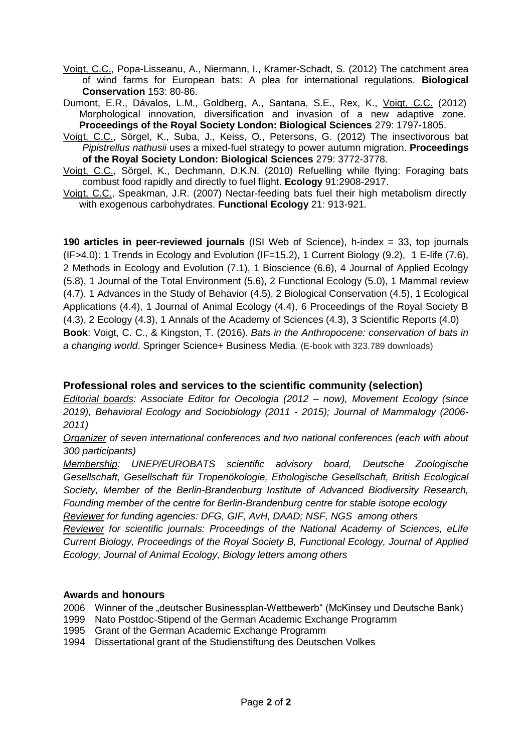Voigt, C.C., Popa-Lisseanu, A., Niermann, I., Kramer-Schadt, S. (2012) The catchment area of wind farms for European bats: A plea for international regulations. **Biological Conservation** 153: 80-86.

Dumont, E.R., Dávalos, L.M., Goldberg, A., Santana, S.E., Rex, K., Voigt, C.C. (2012) Morphological innovation, diversification and invasion of a new adaptive zone. **Proceedings of the Royal Society London: Biological Sciences** 279: 1797-1805.

Voigt, C.C., Sörgel, K., Suba, J., Keiss, O., Petersons, G. (2012) The insectivorous bat *Pipistrellus nathusii* uses a mixed-fuel strategy to power autumn migration. **Proceedings of the Royal Society London: Biological Sciences** 279: 3772-3778.

Voigt, C.C., Sörgel, K., Dechmann, D.K.N. (2010) Refuelling while flying: Foraging bats combust food rapidly and directly to fuel flight. **Ecology** 91:2908-2917.

Voigt, C.C., Speakman, J.R. (2007) Nectar-feeding bats fuel their high metabolism directly with exogenous carbohydrates. **Functional Ecology** 21: 913-921.

**190 articles in peer-reviewed journals** (ISI Web of Science), h-index = 33, top journals (IF>4.0): 1 Trends in Ecology and Evolution (IF=15.2), 1 Current Biology (9.2), 1 E-life (7.6), 2 Methods in Ecology and Evolution (7.1), 1 Bioscience (6.6), 4 Journal of Applied Ecology (5.8), 1 Journal of the Total Environment (5.6), 2 Functional Ecology (5.0), 1 Mammal review (4.7), 1 Advances in the Study of Behavior (4.5), 2 Biological Conservation (4.5), 1 Ecological Applications (4.4), 1 Journal of Animal Ecology (4.4), 6 Proceedings of the Royal Society B (4.3), 2 Ecology (4.3), 1 Annals of the Academy of Sciences (4.3), 3 Scientific Reports (4.0)

**Book**: Voigt, C. C., & Kingston, T. (2016). *Bats in the Anthropocene: conservation of bats in a changing world*. Springer Science+ Business Media. (E-book with 323.789 downloads)

## Professional roles and services to the scientific community (selection)

*Editorial boards: Associate Editor for Oecologia (2012 – now), Movement Ecology (since 2019), Behavioral Ecology and Sociobiology (2011 - 2015); Journal of Mammalogy (2006-2011)*

*Organizer of seven international conferences and two national conferences (each with about 300 participants)*

*Membership: UNEP/EUROBATS scientific advisory board, Deutsche Zoologische Gesellschaft, Gesellschaft für Tropenökologie, Ethologische Gesellschaft, British Ecological Society, Member of the Berlin-Brandenburg Institute of Advanced Biodiversity Research, Founding member of the centre for Berlin-Brandenburg centre for stable isotope ecology*

*Reviewer for funding agencies: DFG, GIF, AvH, DAAD; NSF, NGS among others*

*Reviewer for scientific journals: Proceedings of the National Academy of Sciences, eLife Current Biology, Proceedings of the Royal Society B, Functional Ecology, Journal of Applied Ecology, Journal of Animal Ecology, Biology letters among others*

### Awards and honours

2006 Winner of the „deutscher Businessplan-Wettbewerb" (McKinsey und Deutsche Bank)
1999 Nato Postdoc-Stipend of the German Academic Exchange Programm
1995 Grant of the German Academic Exchange Programm
1994 Dissertational grant of the Studienstiftung des Deutschen Volkes